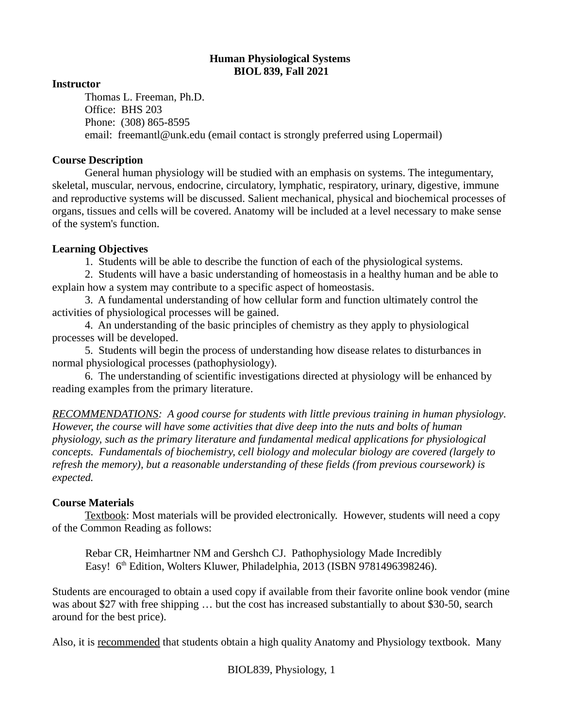# Human Physiological Systems
# BIOL 839, Fall 2021

**Instructor**

Thomas L. Freeman, Ph.D.
Office: BHS 203
Phone: (308) 865-8595
email: freemantl@unk.edu (email contact is strongly preferred using Lopermail)

**Course Description**

General human physiology will be studied with an emphasis on systems. The integumentary, skeletal, muscular, nervous, endocrine, circulatory, lymphatic, respiratory, urinary, digestive, immune and reproductive systems will be discussed. Salient mechanical, physical and biochemical processes of organs, tissues and cells will be covered. Anatomy will be included at a level necessary to make sense of the system's function.

**Learning Objectives**

1. Students will be able to describe the function of each of the physiological systems.
2. Students will have a basic understanding of homeostasis in a healthy human and be able to explain how a system may contribute to a specific aspect of homeostasis.
3. A fundamental understanding of how cellular form and function ultimately control the activities of physiological processes will be gained.
4. An understanding of the basic principles of chemistry as they apply to physiological processes will be developed.
5. Students will begin the process of understanding how disease relates to disturbances in normal physiological processes (pathophysiology).
6. The understanding of scientific investigations directed at physiology will be enhanced by reading examples from the primary literature.

*RECOMMENDATIONS: A good course for students with little previous training in human physiology. However, the course will have some activities that dive deep into the nuts and bolts of human physiology, such as the primary literature and fundamental medical applications for physiological concepts. Fundamentals of biochemistry, cell biology and molecular biology are covered (largely to refresh the memory), but a reasonable understanding of these fields (from previous coursework) is expected.*

**Course Materials**

Textbook: Most materials will be provided electronically. However, students will need a copy of the Common Reading as follows:

Rebar CR, Heimhartner NM and Gershch CJ. Pathophysiology Made Incredibly Easy! 6th Edition, Wolters Kluwer, Philadelphia, 2013 (ISBN 9781496398246).

Students are encouraged to obtain a used copy if available from their favorite online book vendor (mine was about $27 with free shipping … but the cost has increased substantially to about $30-50, search around for the best price).

Also, it is recommended that students obtain a high quality Anatomy and Physiology textbook. Many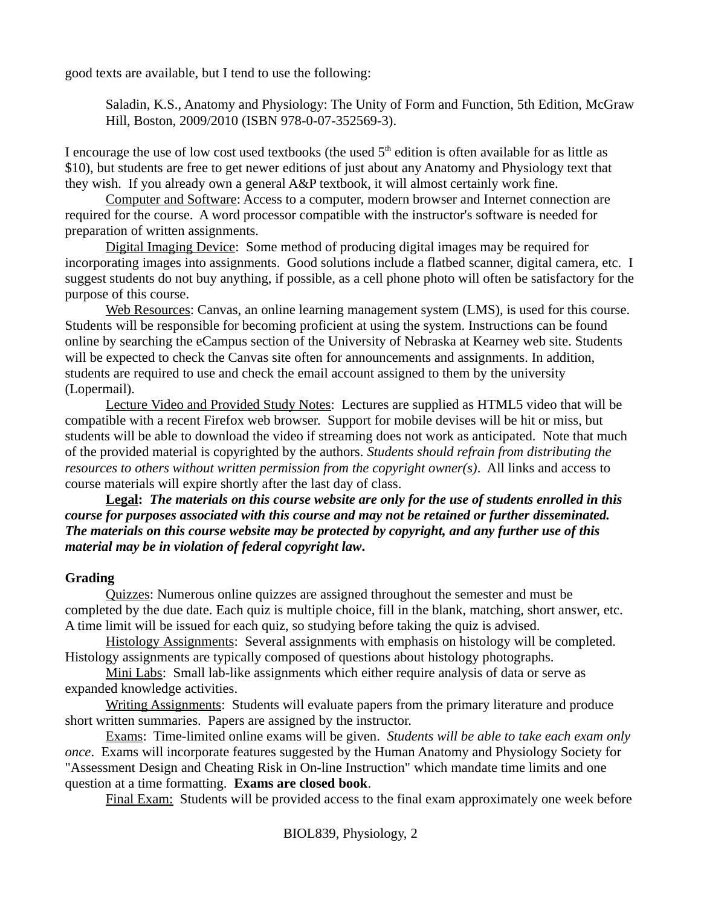good texts are available, but I tend to use the following:

> Saladin, K.S., Anatomy and Physiology: The Unity of Form and Function, 5th Edition, McGraw Hill, Boston, 2009/2010 (ISBN 978-0-07-352569-3).

I encourage the use of low cost used textbooks (the used 5th edition is often available for as little as $10), but students are free to get newer editions of just about any Anatomy and Physiology text that they wish. If you already own a general A&P textbook, it will almost certainly work fine.

Computer and Software: Access to a computer, modern browser and Internet connection are required for the course. A word processor compatible with the instructor's software is needed for preparation of written assignments.

Digital Imaging Device: Some method of producing digital images may be required for incorporating images into assignments. Good solutions include a flatbed scanner, digital camera, etc. I suggest students do not buy anything, if possible, as a cell phone photo will often be satisfactory for the purpose of this course.

Web Resources: Canvas, an online learning management system (LMS), is used for this course. Students will be responsible for becoming proficient at using the system. Instructions can be found online by searching the eCampus section of the University of Nebraska at Kearney web site. Students will be expected to check the Canvas site often for announcements and assignments. In addition, students are required to use and check the email account assigned to them by the university (Lopermail).

Lecture Video and Provided Study Notes: Lectures are supplied as HTML5 video that will be compatible with a recent Firefox web browser. Support for mobile devises will be hit or miss, but students will be able to download the video if streaming does not work as anticipated. Note that much of the provided material is copyrighted by the authors. *Students should refrain from distributing the resources to others without written permission from the copyright owner(s)*. All links and access to course materials will expire shortly after the last day of class.

**Legal:** ***The materials on this course website are only for the use of students enrolled in this course for purposes associated with this course and may not be retained or further disseminated. The materials on this course website may be protected by copyright, and any further use of this material may be in violation of federal copyright law*.**

## Grading

Quizzes: Numerous online quizzes are assigned throughout the semester and must be completed by the due date. Each quiz is multiple choice, fill in the blank, matching, short answer, etc. A time limit will be issued for each quiz, so studying before taking the quiz is advised.

Histology Assignments: Several assignments with emphasis on histology will be completed. Histology assignments are typically composed of questions about histology photographs.

Mini Labs: Small lab-like assignments which either require analysis of data or serve as expanded knowledge activities.

Writing Assignments: Students will evaluate papers from the primary literature and produce short written summaries. Papers are assigned by the instructor.

Exams: Time-limited online exams will be given. *Students will be able to take each exam only once*. Exams will incorporate features suggested by the Human Anatomy and Physiology Society for "Assessment Design and Cheating Risk in On-line Instruction" which mandate time limits and one question at a time formatting. **Exams are closed book**.

Final Exam: Students will be provided access to the final exam approximately one week before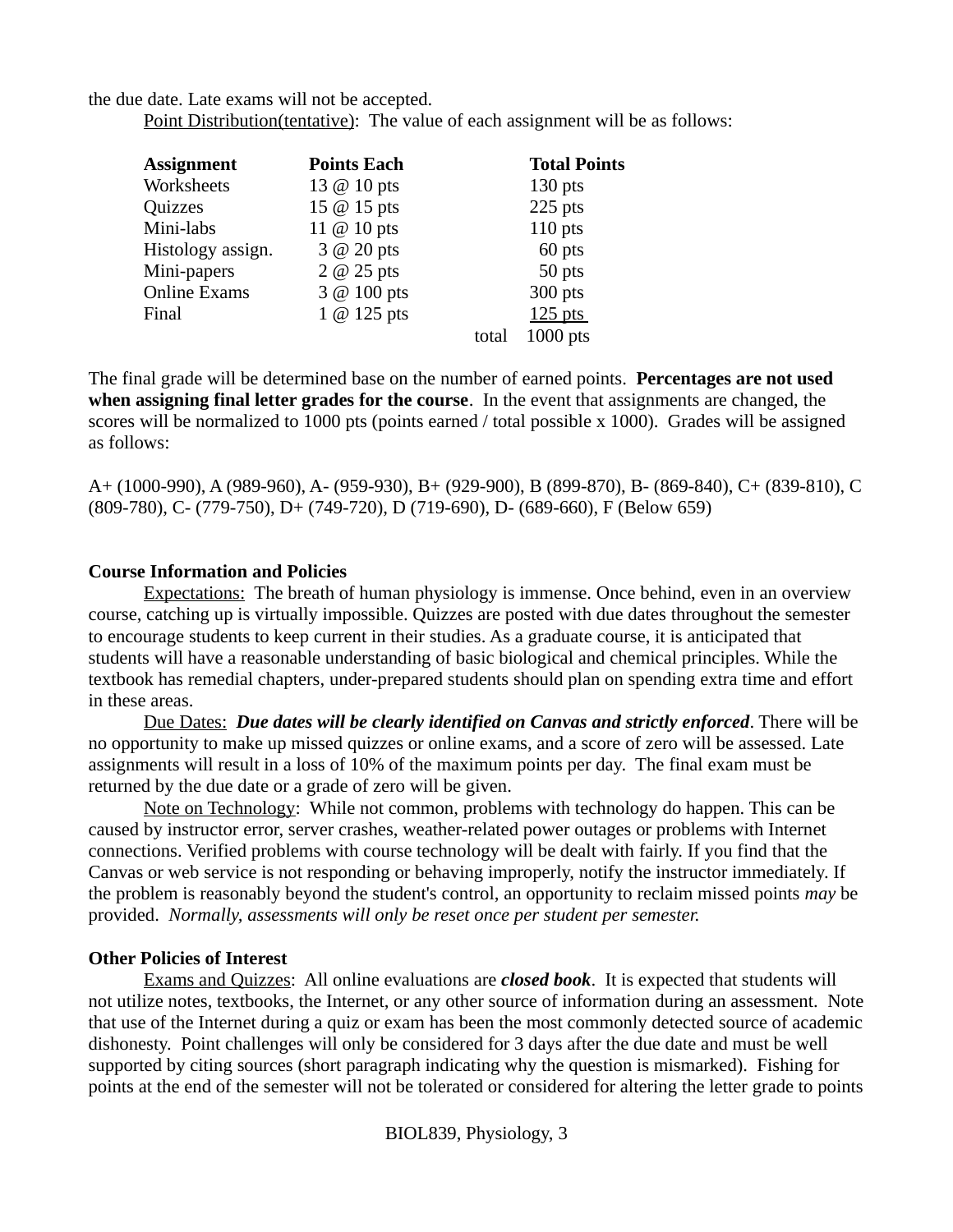the due date. Late exams will not be accepted.

Point Distribution(tentative): The value of each assignment will be as follows:

| Assignment | Points Each | Total Points |
|---|---|---|
| Worksheets | 13 @ 10 pts | 130 pts |
| Quizzes | 15 @ 15 pts | 225 pts |
| Mini-labs | 11 @ 10 pts | 110 pts |
| Histology assign. | 3 @ 20 pts | 60 pts |
| Mini-papers | 2 @ 25 pts | 50 pts |
| Online Exams | 3 @ 100 pts | 300 pts |
| Final | 1 @ 125 pts | 125 pts |
| | total | 1000 pts |

The final grade will be determined base on the number of earned points. **Percentages are not used when assigning final letter grades for the course**. In the event that assignments are changed, the scores will be normalized to 1000 pts (points earned / total possible x 1000). Grades will be assigned as follows:

A+ (1000-990), A (989-960), A- (959-930), B+ (929-900), B (899-870), B- (869-840), C+ (839-810), C (809-780), C- (779-750), D+ (749-720), D (719-690), D- (689-660), F (Below 659)

**Course Information and Policies**

Expectations: The breath of human physiology is immense. Once behind, even in an overview course, catching up is virtually impossible. Quizzes are posted with due dates throughout the semester to encourage students to keep current in their studies. As a graduate course, it is anticipated that students will have a reasonable understanding of basic biological and chemical principles. While the textbook has remedial chapters, under-prepared students should plan on spending extra time and effort in these areas.

Due Dates: ***Due dates will be clearly identified on Canvas and strictly enforced***. There will be no opportunity to make up missed quizzes or online exams, and a score of zero will be assessed. Late assignments will result in a loss of 10% of the maximum points per day. The final exam must be returned by the due date or a grade of zero will be given.

Note on Technology: While not common, problems with technology do happen. This can be caused by instructor error, server crashes, weather-related power outages or problems with Internet connections. Verified problems with course technology will be dealt with fairly. If you find that the Canvas or web service is not responding or behaving improperly, notify the instructor immediately. If the problem is reasonably beyond the student's control, an opportunity to reclaim missed points *may* be provided. *Normally, assessments will only be reset once per student per semester.*

**Other Policies of Interest**

Exams and Quizzes: All online evaluations are ***closed book***. It is expected that students will not utilize notes, textbooks, the Internet, or any other source of information during an assessment. Note that use of the Internet during a quiz or exam has been the most commonly detected source of academic dishonesty. Point challenges will only be considered for 3 days after the due date and must be well supported by citing sources (short paragraph indicating why the question is mismarked). Fishing for points at the end of the semester will not be tolerated or considered for altering the letter grade to points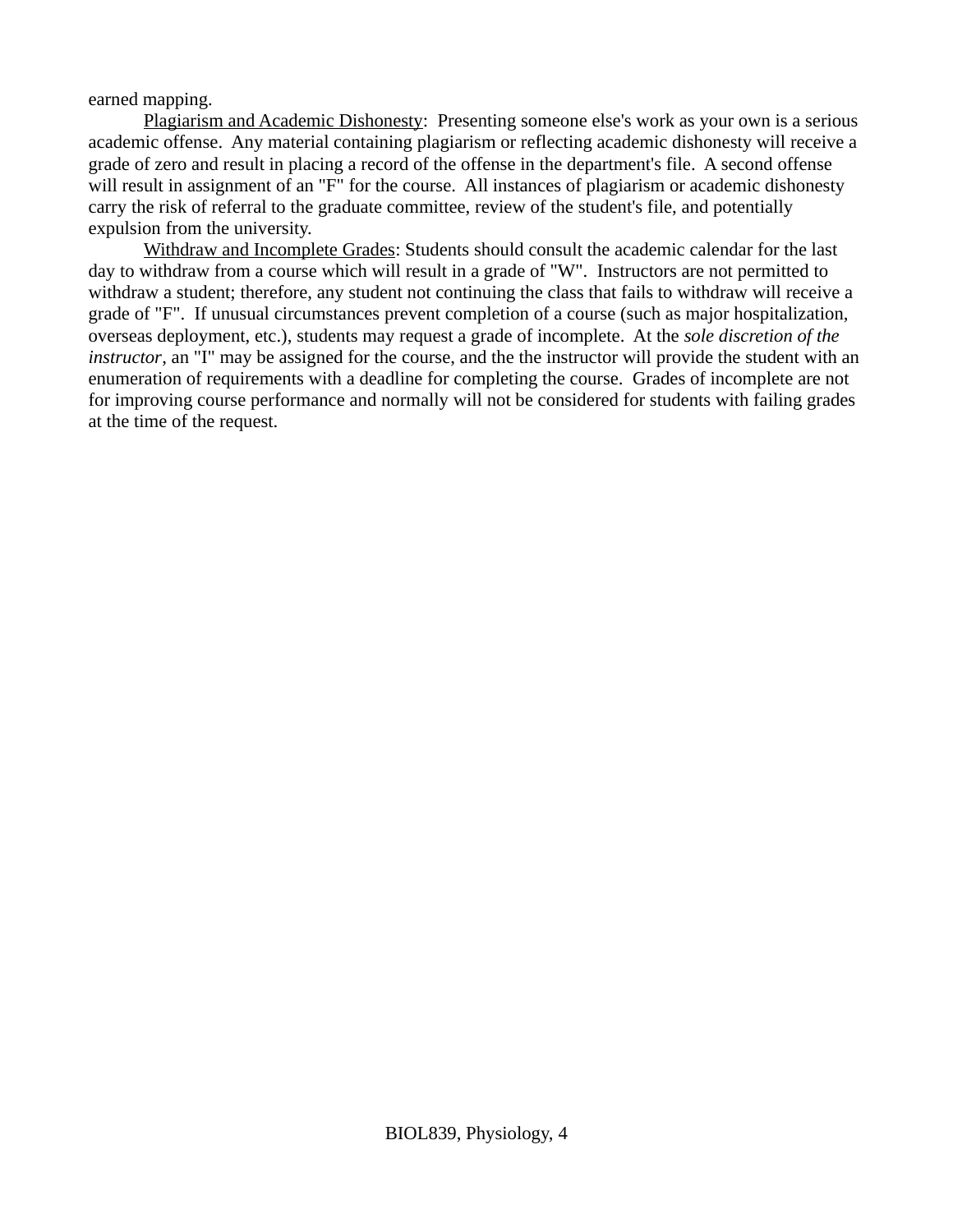earned mapping.

Plagiarism and Academic Dishonesty: Presenting someone else's work as your own is a serious academic offense. Any material containing plagiarism or reflecting academic dishonesty will receive a grade of zero and result in placing a record of the offense in the department's file. A second offense will result in assignment of an "F" for the course. All instances of plagiarism or academic dishonesty carry the risk of referral to the graduate committee, review of the student's file, and potentially expulsion from the university.

Withdraw and Incomplete Grades: Students should consult the academic calendar for the last day to withdraw from a course which will result in a grade of "W". Instructors are not permitted to withdraw a student; therefore, any student not continuing the class that fails to withdraw will receive a grade of "F". If unusual circumstances prevent completion of a course (such as major hospitalization, overseas deployment, etc.), students may request a grade of incomplete. At the *sole discretion of the instructor*, an "I" may be assigned for the course, and the the instructor will provide the student with an enumeration of requirements with a deadline for completing the course. Grades of incomplete are not for improving course performance and normally will not be considered for students with failing grades at the time of the request.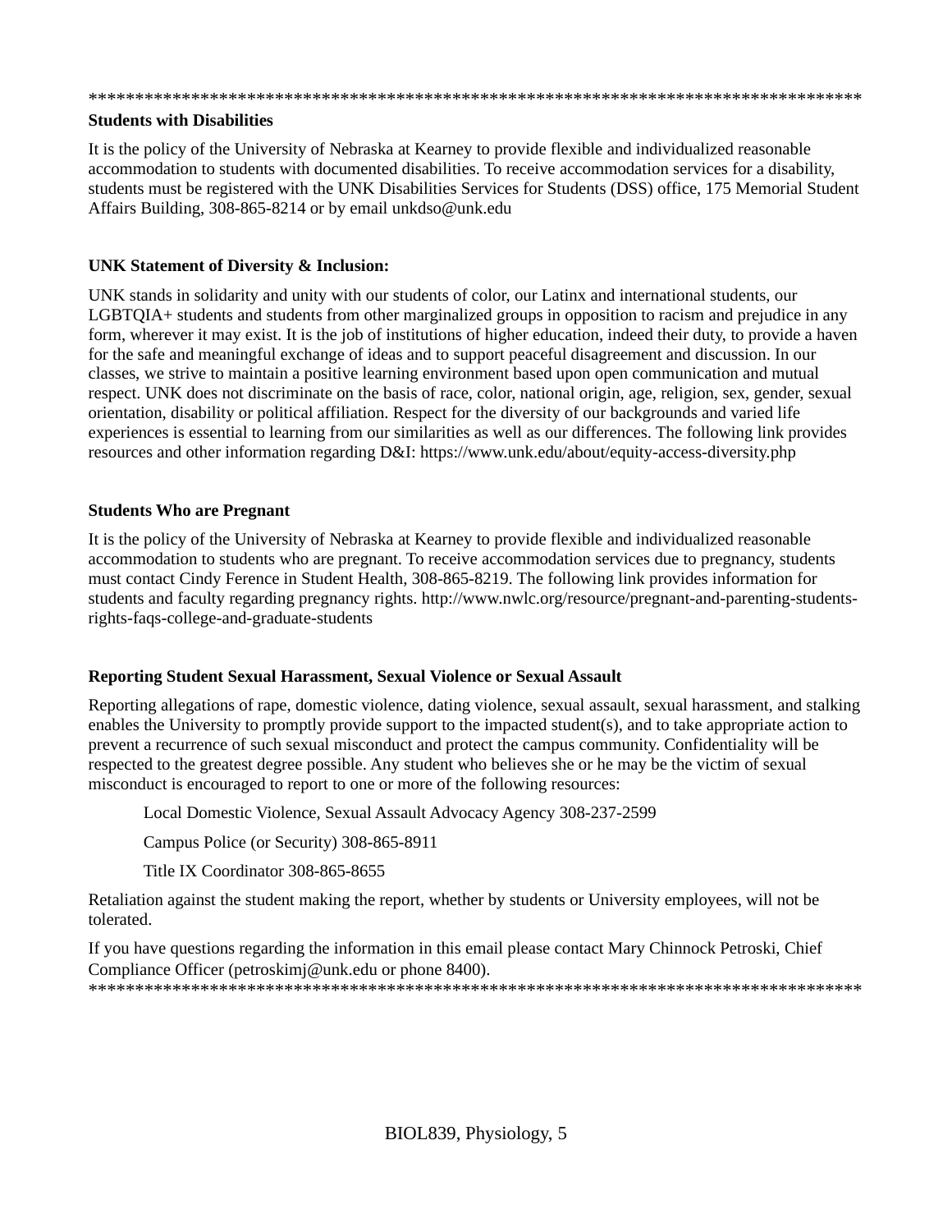************************************************************************************

**Students with Disabilities**

It is the policy of the University of Nebraska at Kearney to provide flexible and individualized reasonable accommodation to students with documented disabilities. To receive accommodation services for a disability, students must be registered with the UNK Disabilities Services for Students (DSS) office, 175 Memorial Student Affairs Building, 308-865-8214 or by email unkdso@unk.edu

**UNK Statement of Diversity & Inclusion:**

UNK stands in solidarity and unity with our students of color, our Latinx and international students, our LGBTQIA+ students and students from other marginalized groups in opposition to racism and prejudice in any form, wherever it may exist. It is the job of institutions of higher education, indeed their duty, to provide a haven for the safe and meaningful exchange of ideas and to support peaceful disagreement and discussion. In our classes, we strive to maintain a positive learning environment based upon open communication and mutual respect. UNK does not discriminate on the basis of race, color, national origin, age, religion, sex, gender, sexual orientation, disability or political affiliation. Respect for the diversity of our backgrounds and varied life experiences is essential to learning from our similarities as well as our differences. The following link provides resources and other information regarding D&I: https://www.unk.edu/about/equity-access-diversity.php

**Students Who are Pregnant**

It is the policy of the University of Nebraska at Kearney to provide flexible and individualized reasonable accommodation to students who are pregnant. To receive accommodation services due to pregnancy, students must contact Cindy Ference in Student Health, 308-865-8219. The following link provides information for students and faculty regarding pregnancy rights. http://www.nwlc.org/resource/pregnant-and-parenting-students-rights-faqs-college-and-graduate-students

**Reporting Student Sexual Harassment, Sexual Violence or Sexual Assault**

Reporting allegations of rape, domestic violence, dating violence, sexual assault, sexual harassment, and stalking enables the University to promptly provide support to the impacted student(s), and to take appropriate action to prevent a recurrence of such sexual misconduct and protect the campus community. Confidentiality will be respected to the greatest degree possible. Any student who believes she or he may be the victim of sexual misconduct is encouraged to report to one or more of the following resources:

Local Domestic Violence, Sexual Assault Advocacy Agency 308-237-2599

Campus Police (or Security) 308-865-8911

Title IX Coordinator 308-865-8655

Retaliation against the student making the report, whether by students or University employees, will not be tolerated.

If you have questions regarding the information in this email please contact Mary Chinnock Petroski, Chief Compliance Officer (petroskimj@unk.edu or phone 8400).
************************************************************************************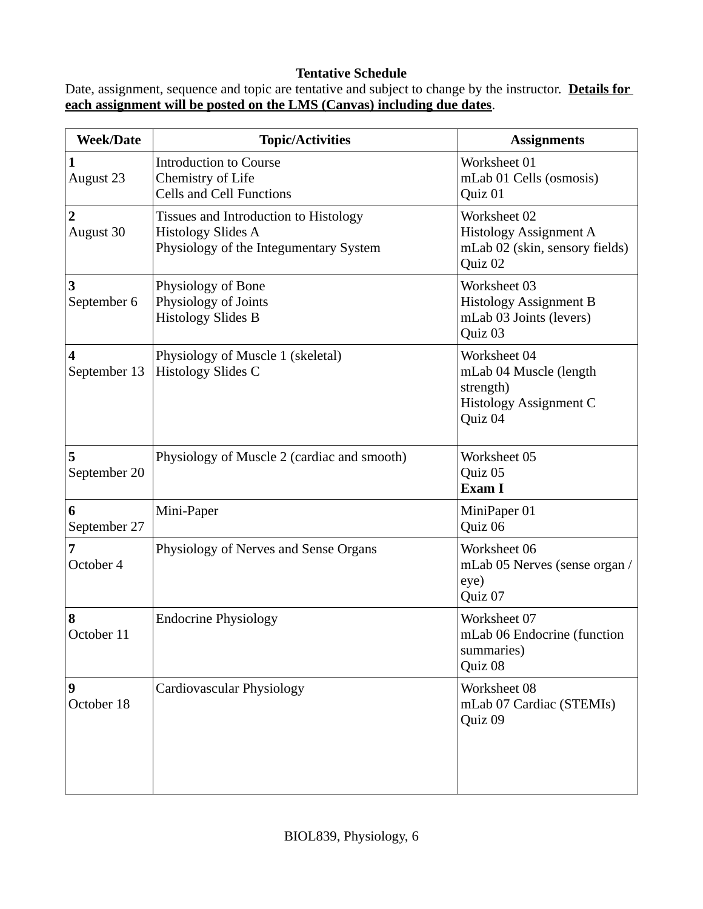**Tentative Schedule**

Date, assignment, sequence and topic are tentative and subject to change by the instructor. **Details for each assignment will be posted on the LMS (Canvas) including due dates**.

| Week/Date | Topic/Activities | Assignments |
|---|---|---|
| **1**<br>August 23 | Introduction to Course<br>Chemistry of Life<br>Cells and Cell Functions | Worksheet 01<br>mLab 01 Cells (osmosis)<br>Quiz 01 |
| **2**<br>August 30 | Tissues and Introduction to Histology<br>Histology Slides A<br>Physiology of the Integumentary System | Worksheet 02<br>Histology Assignment A<br>mLab 02 (skin, sensory fields)<br>Quiz 02 |
| **3**<br>September 6 | Physiology of Bone<br>Physiology of Joints<br>Histology Slides B | Worksheet 03<br>Histology Assignment B<br>mLab 03 Joints (levers)<br>Quiz 03 |
| **4**<br>September 13 | Physiology of Muscle 1 (skeletal)<br>Histology Slides C | Worksheet 04<br>mLab 04 Muscle (length strength)<br>Histology Assignment C<br>Quiz 04 |
| **5**<br>September 20 | Physiology of Muscle 2 (cardiac and smooth) | Worksheet 05<br>Quiz 05<br>**Exam I** |
| **6**<br>September 27 | Mini-Paper | MiniPaper 01<br>Quiz 06 |
| **7**<br>October 4 | Physiology of Nerves and Sense Organs | Worksheet 06<br>mLab 05 Nerves (sense organ / eye)<br>Quiz 07 |
| **8**<br>October 11 | Endocrine Physiology | Worksheet 07<br>mLab 06 Endocrine (function summaries)<br>Quiz 08 |
| **9**<br>October 18 | Cardiovascular Physiology | Worksheet 08<br>mLab 07 Cardiac (STEMIs)<br>Quiz 09 |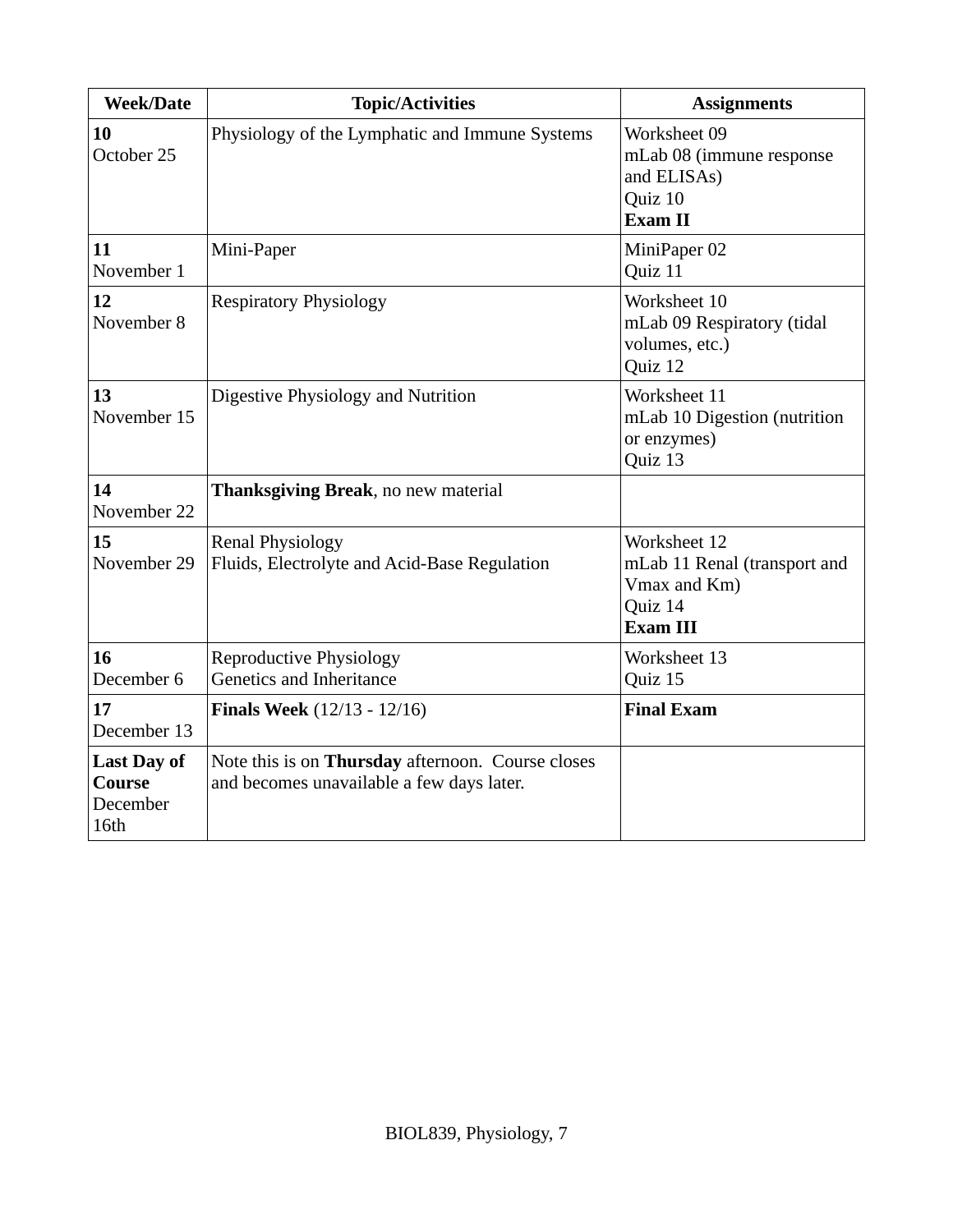| Week/Date | Topic/Activities | Assignments |
|---|---|---|
| **10**<br>October 25 | Physiology of the Lymphatic and Immune Systems | Worksheet 09<br>mLab 08 (immune response and ELISAs)<br>Quiz 10<br>**Exam II** |
| **11**<br>November 1 | Mini-Paper | MiniPaper 02<br>Quiz 11 |
| **12**<br>November 8 | Respiratory Physiology | Worksheet 10<br>mLab 09 Respiratory (tidal volumes, etc.)<br>Quiz 12 |
| **13**<br>November 15 | Digestive Physiology and Nutrition | Worksheet 11<br>mLab 10 Digestion (nutrition or enzymes)<br>Quiz 13 |
| **14**<br>November 22 | **Thanksgiving Break**, no new material | |
| **15**<br>November 29 | Renal Physiology<br>Fluids, Electrolyte and Acid-Base Regulation | Worksheet 12<br>mLab 11 Renal (transport and Vmax and Km)<br>Quiz 14<br>**Exam III** |
| **16**<br>December 6 | Reproductive Physiology<br>Genetics and Inheritance | Worksheet 13<br>Quiz 15 |
| **17**<br>December 13 | **Finals Week** (12/13 - 12/16) | **Final Exam** |
| **Last Day of Course**<br>December 16th | Note this is on **Thursday** afternoon. Course closes and becomes unavailable a few days later. | |